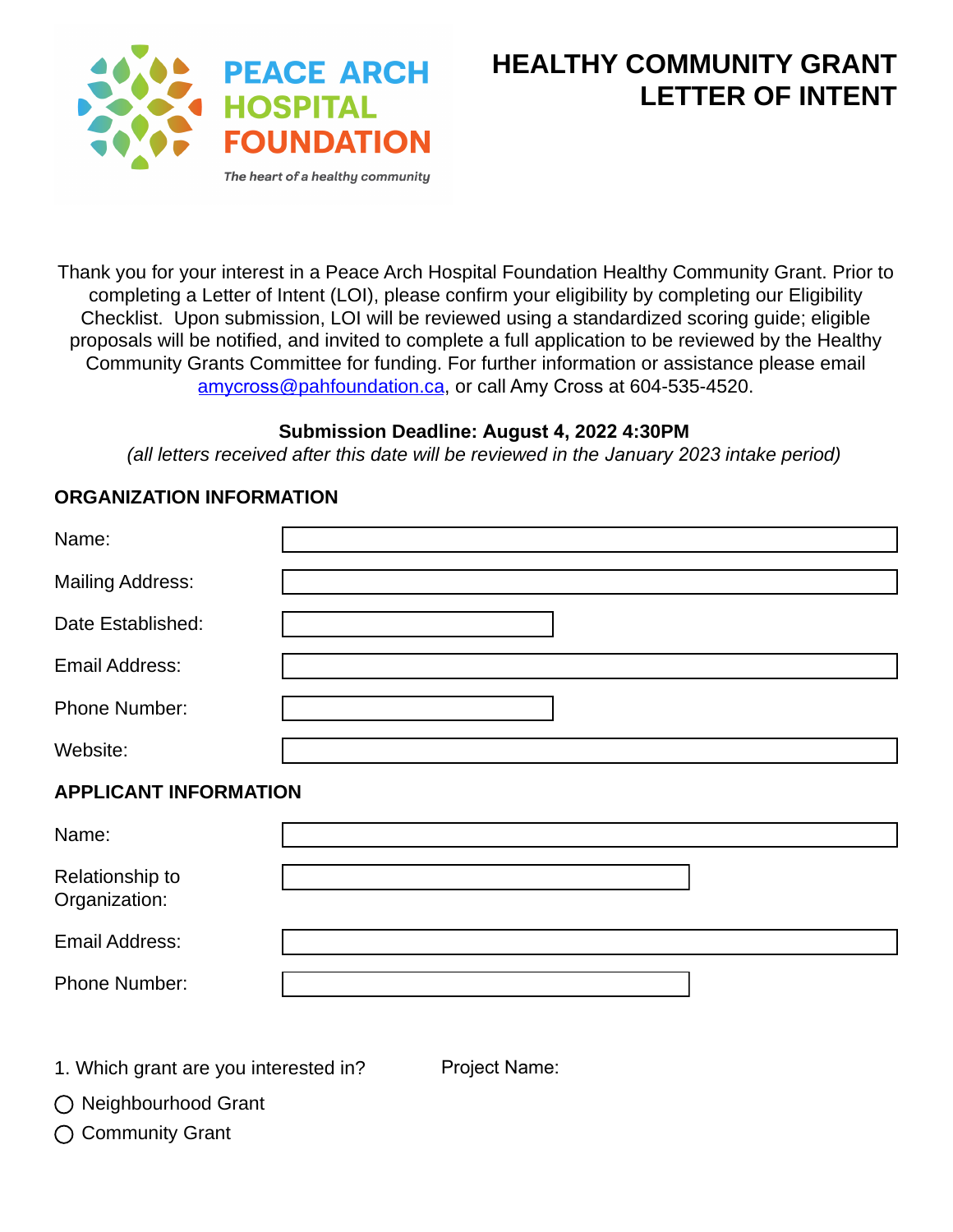PEACE ARCH HOSPITAL FOUNDATION

*The heart of a healthy community*

# HEALTHY COMMUNITY GRANT LETTER OF INTENT

Thank you for your interest in a Peace Arch Hospital Foundation Healthy Community Grant. Prior to completing a Letter of Intent (LOI), please confirm your eligibility by completing our Eligibility Checklist. Upon submission, LOI will be reviewed using a standardized scoring guide; eligible proposals will be notified, and invited to complete a full application to be reviewed by the Healthy Community Grants Committee for funding. For further information or assistance please email amycross@pahfoundation.ca, or call Amy Cross at 604-535-4520.

**Submission Deadline: August 4, 2022 4:30PM**

*(all letters received after this date will be reviewed in the January 2023 intake period)*

## ORGANIZATION INFORMATION

Name:

Mailing Address:

Date Established:

Email Address:

Phone Number:

Website:

## APPLICANT INFORMATION

Name:

Relationship to Organization:

Email Address:

Phone Number:

1. Which grant are you interested in?

○ Neighbourhood Grant

○ Community Grant

Project Name: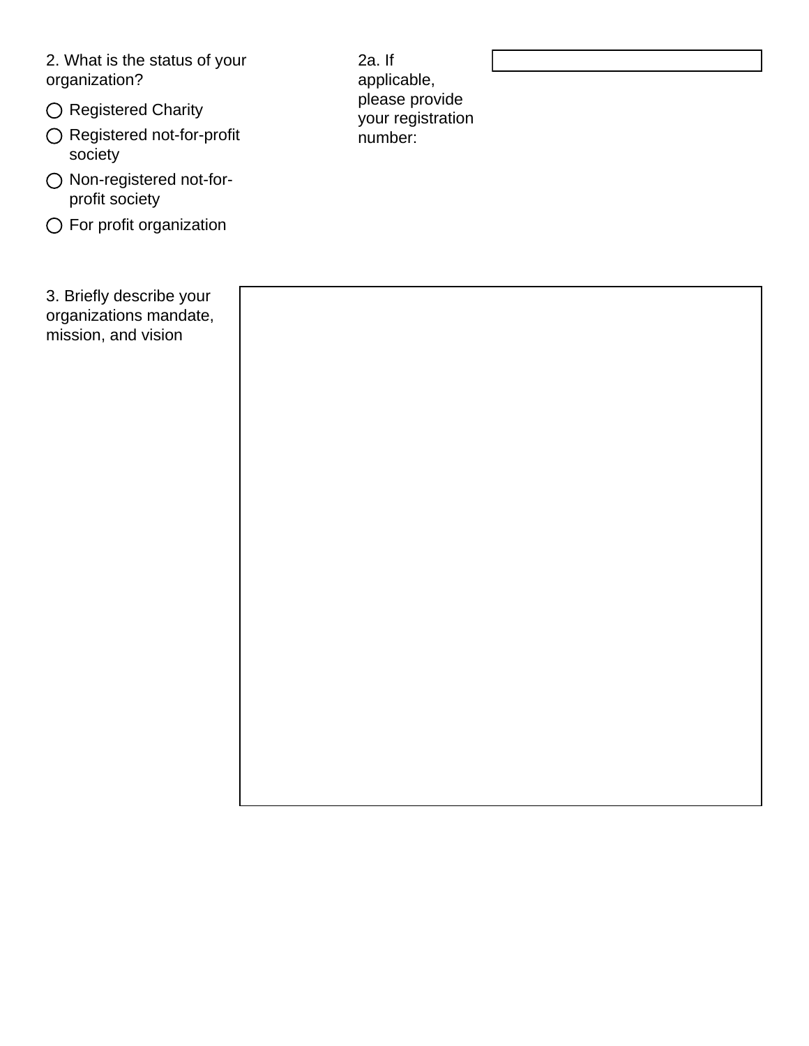2. What is the status of your organization?

- ◯ Registered Charity
- ◯ Registered not-for-profit society
- ◯ Non-registered not-for-profit society
- ◯ For profit organization

2a. If applicable, please provide your registration number:

3. Briefly describe your organizations mandate, mission, and vision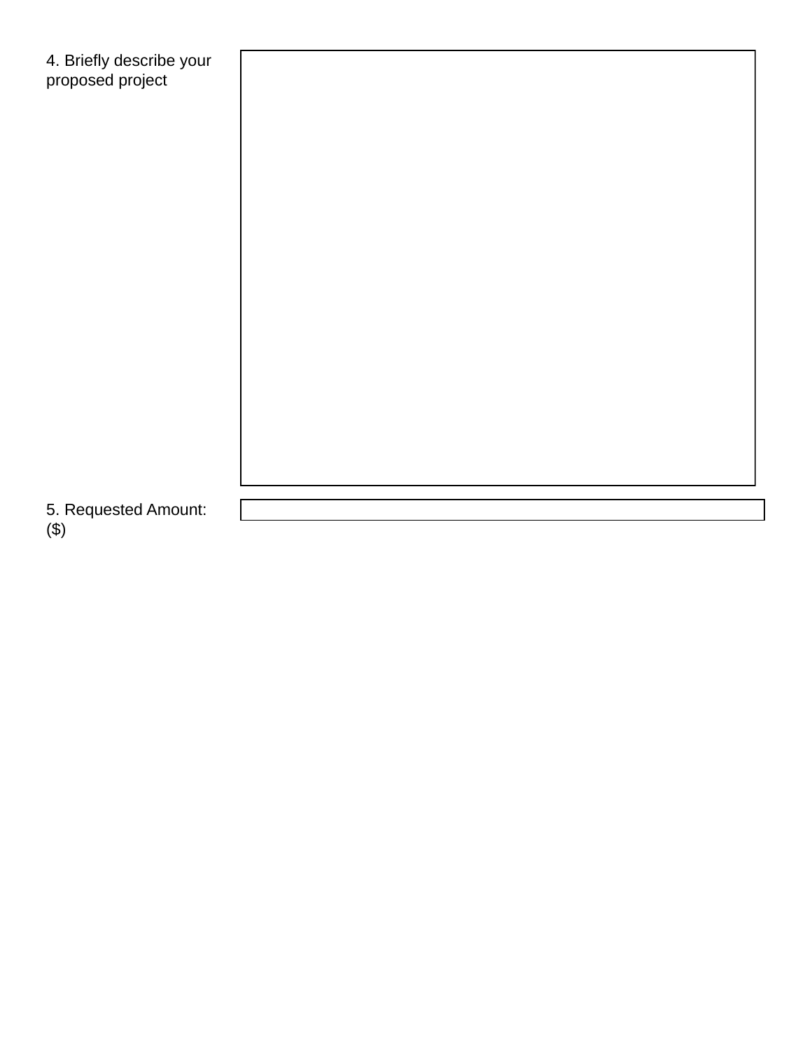4. Briefly describe your proposed project

| |
|---|
| |

5. Requested Amount: ($)

| |
|---|
| |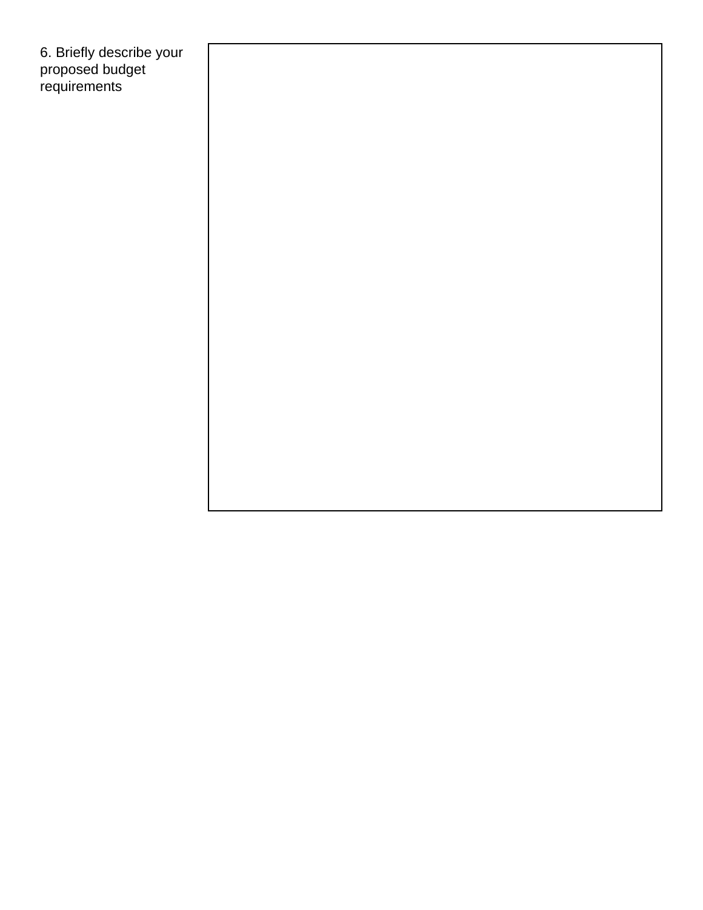6. Briefly describe your proposed budget requirements

|  |
| --- |
|  |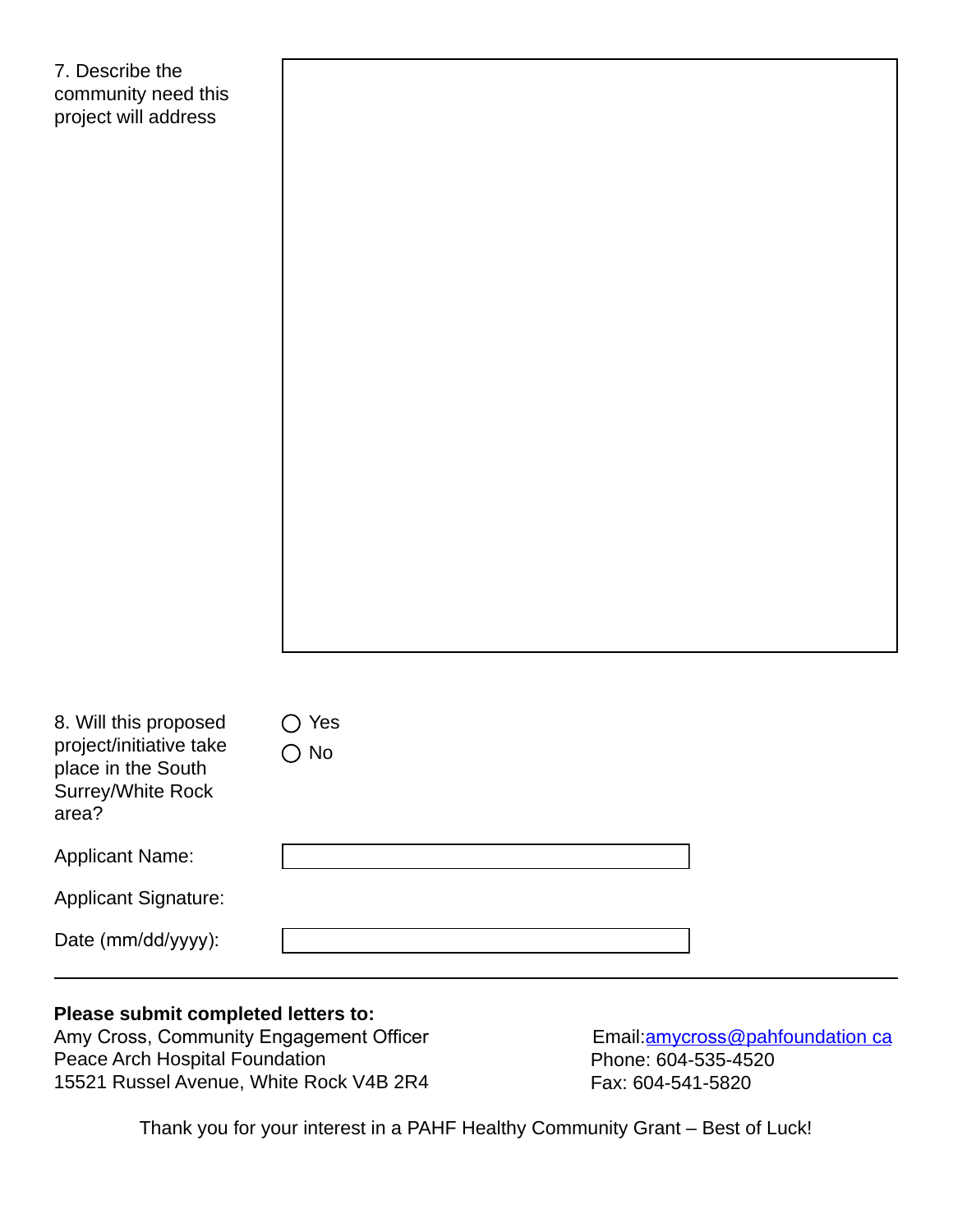7. Describe the community need this project will address

8. Will this proposed project/initiative take place in the South Surrey/White Rock area?

◯ Yes

◯ No

Applicant Name:

Applicant Signature:

Date (mm/dd/yyyy):

---

**Please submit completed letters to:**

Amy Cross, Community Engagement Officer
Peace Arch Hospital Foundation
15521 Russel Avenue, White Rock V4B 2R4

Email: amycross@pahfoundation ca
Phone: 604-535-4520
Fax: 604-541-5820

Thank you for your interest in a PAHF Healthy Community Grant – Best of Luck!